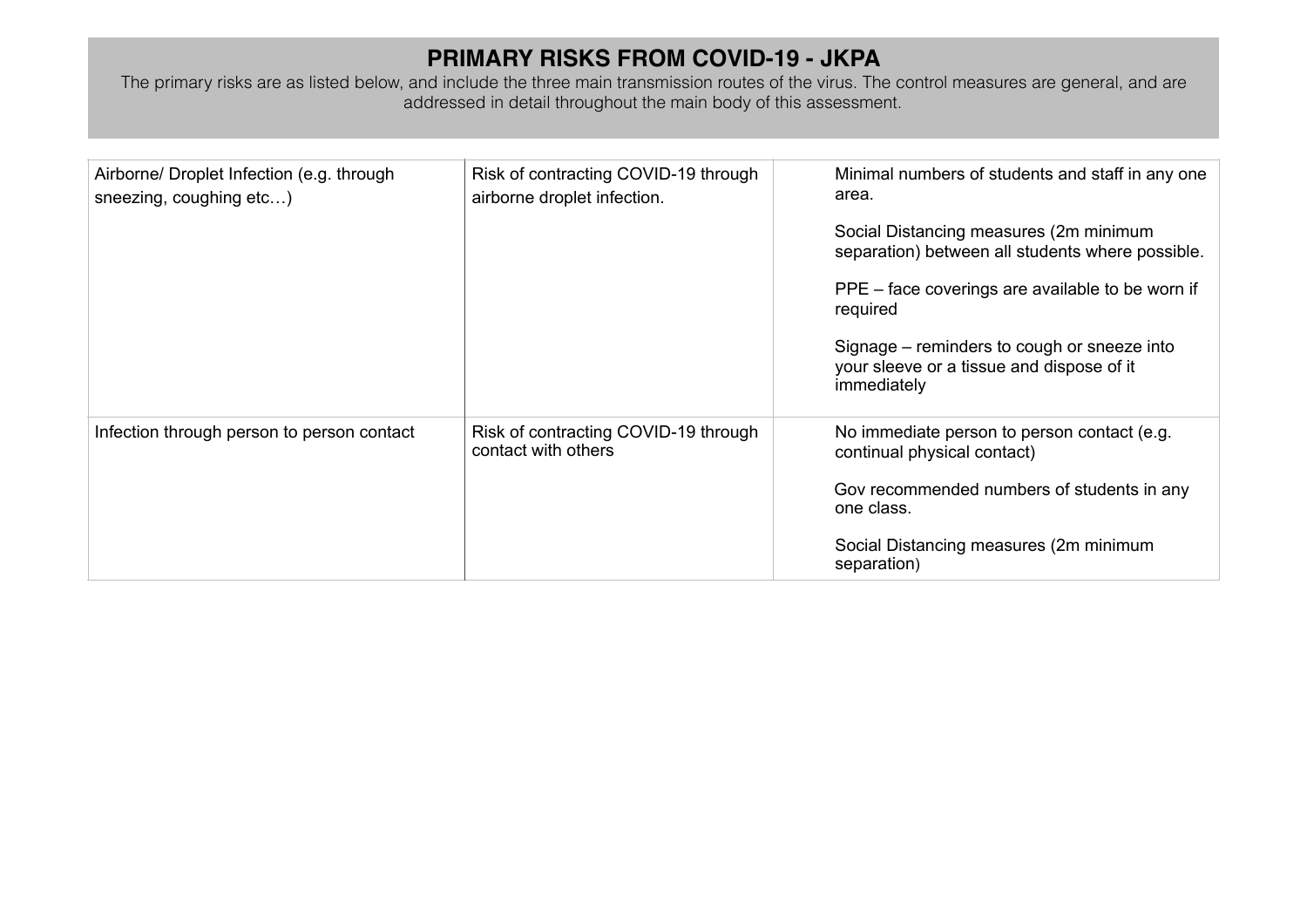# PRIMARY RISKS FROM COVID-19 - JKPA

The primary risks are as listed below, and include the three main transmission routes of the virus. The control measures are general, and are addressed in detail throughout the main body of this assessment.

| | | |
|---|---|---|
| Airborne/ Droplet Infection (e.g. through sneezing, coughing etc…) | Risk of contracting COVID-19 through airborne droplet infection. | Minimal numbers of students and staff in any one area.<br><br>Social Distancing measures (2m minimum separation) between all students where possible.<br><br>PPE – face coverings are available to be worn if required<br><br>Signage – reminders to cough or sneeze into your sleeve or a tissue and dispose of it immediately |
| Infection through person to person contact | Risk of contracting COVID-19 through contact with others | No immediate person to person contact (e.g. continual physical contact)<br><br>Gov recommended numbers of students in any one class.<br><br>Social Distancing measures (2m minimum separation) |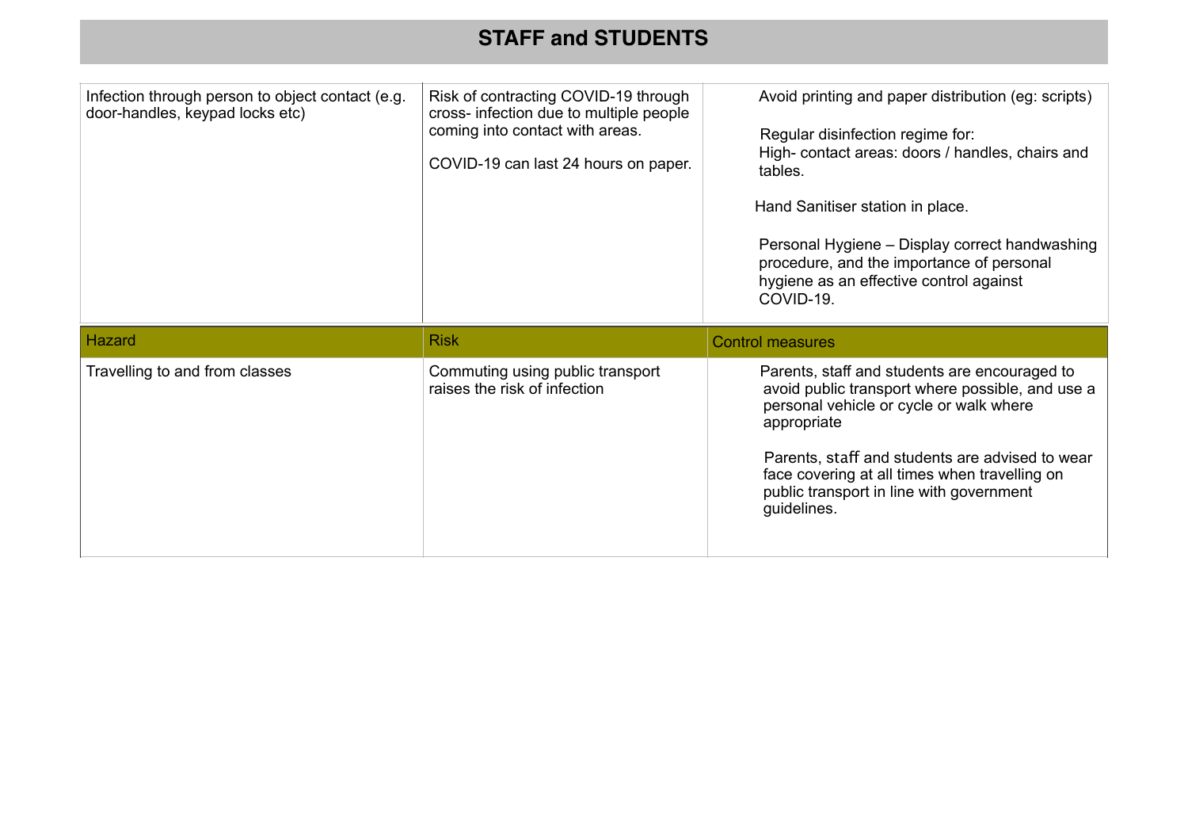## STAFF and STUDENTS

| | | |
|---|---|---|
| Infection through person to object contact (e.g. door-handles, keypad locks etc) | Risk of contracting COVID-19 through cross- infection due to multiple people coming into contact with areas.<br><br>COVID-19 can last 24 hours on paper. | Avoid printing and paper distribution (eg: scripts)<br><br>Regular disinfection regime for:<br>High- contact areas: doors / handles, chairs and tables.<br><br>Hand Sanitiser station in place.<br><br>Personal Hygiene – Display correct handwashing procedure, and the importance of personal hygiene as an effective control against COVID-19. |

| Hazard | Risk | Control measures |
|---|---|---|
| Travelling to and from classes | Commuting using public transport raises the risk of infection | Parents, staff and students are encouraged to avoid public transport where possible, and use a personal vehicle or cycle or walk where appropriate<br><br>Parents, staff and students are advised to wear face covering at all times when travelling on public transport in line with government guidelines. |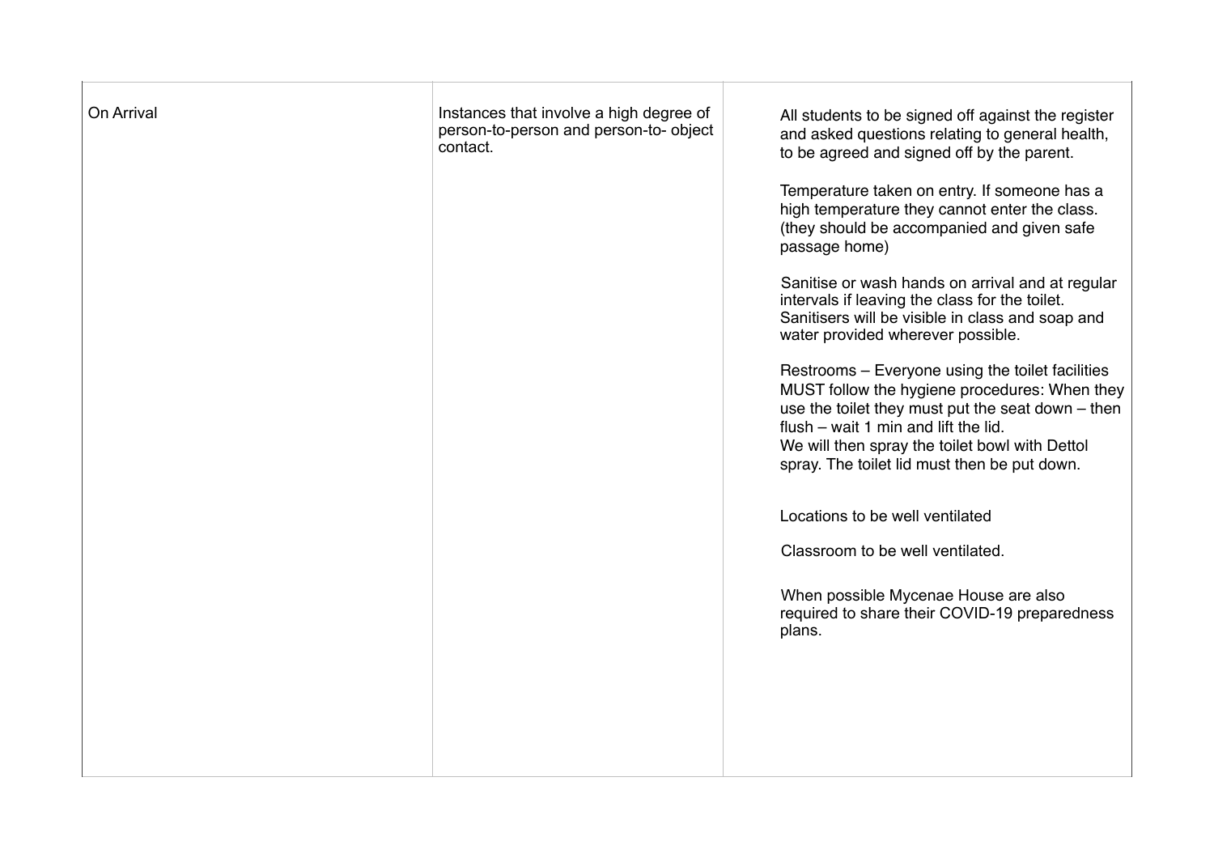| | | |
|---|---|---|
| On Arrival | Instances that involve a high degree of person-to-person and person-to- object contact. | All students to be signed off against the register and asked questions relating to general health, to be agreed and signed off by the parent.<br><br>Temperature taken on entry. If someone has a high temperature they cannot enter the class. (they should be accompanied and given safe passage home)<br><br>Sanitise or wash hands on arrival and at regular intervals if leaving the class for the toilet. Sanitisers will be visible in class and soap and water provided wherever possible.<br><br>Restrooms – Everyone using the toilet facilities MUST follow the hygiene procedures: When they use the toilet they must put the seat down – then flush – wait 1 min and lift the lid.<br>We will then spray the toilet bowl with Dettol spray. The toilet lid must then be put down.<br><br>Locations to be well ventilated<br><br>Classroom to be well ventilated.<br><br>When possible Mycenae House are also required to share their COVID-19 preparedness plans. |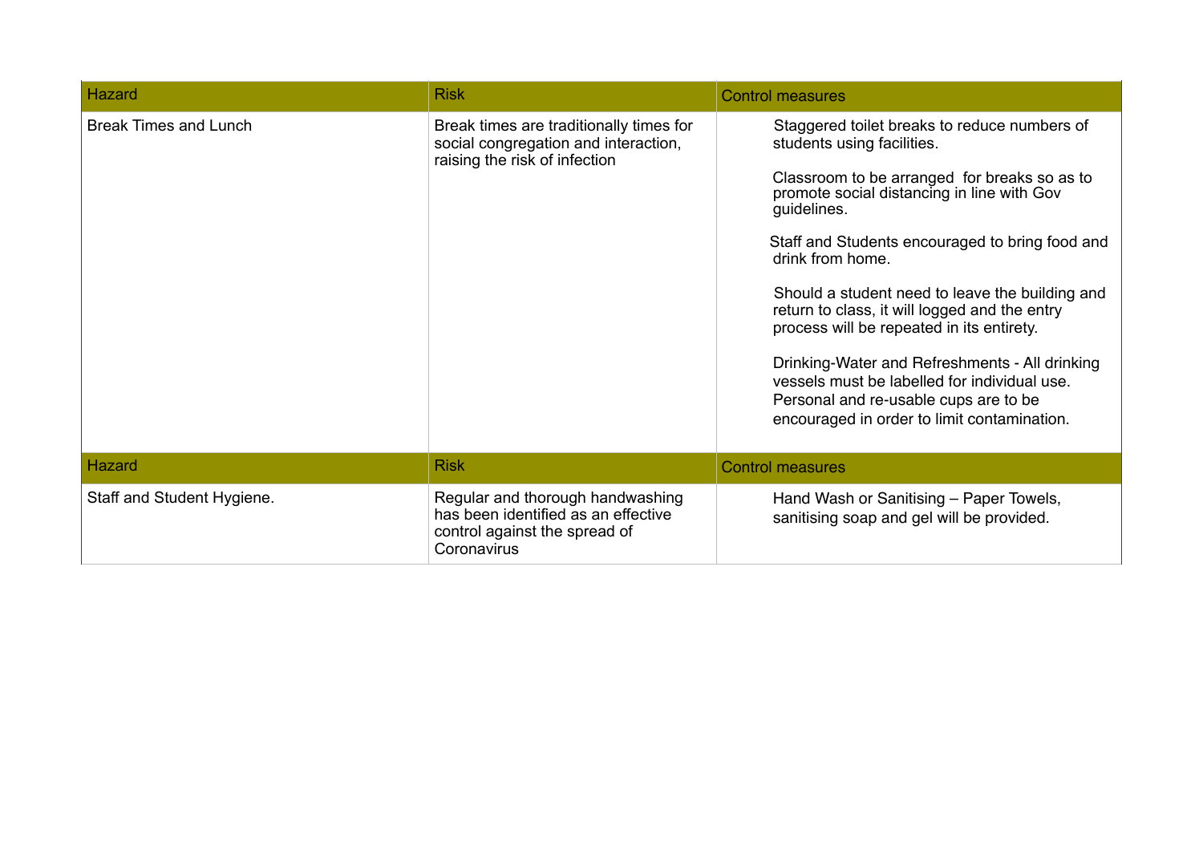| Hazard | Risk | Control measures |
| --- | --- | --- |
| Break Times and Lunch | Break times are traditionally times for social congregation and interaction, raising the risk of infection | Staggered toilet breaks to reduce numbers of students using facilities.<br><br>Classroom to be arranged for breaks so as to promote social distancing in line with Gov guidelines.<br><br>Staff and Students encouraged to bring food and drink from home.<br><br>Should a student need to leave the building and return to class, it will logged and the entry process will be repeated in its entirety.<br><br>Drinking-Water and Refreshments - All drinking vessels must be labelled for individual use. Personal and re-usable cups are to be encouraged in order to limit contamination. |

| Hazard | Risk | Control measures |
| --- | --- | --- |
| Staff and Student Hygiene. | Regular and thorough handwashing has been identified as an effective control against the spread of Coronavirus | Hand Wash or Sanitising – Paper Towels, sanitising soap and gel will be provided. |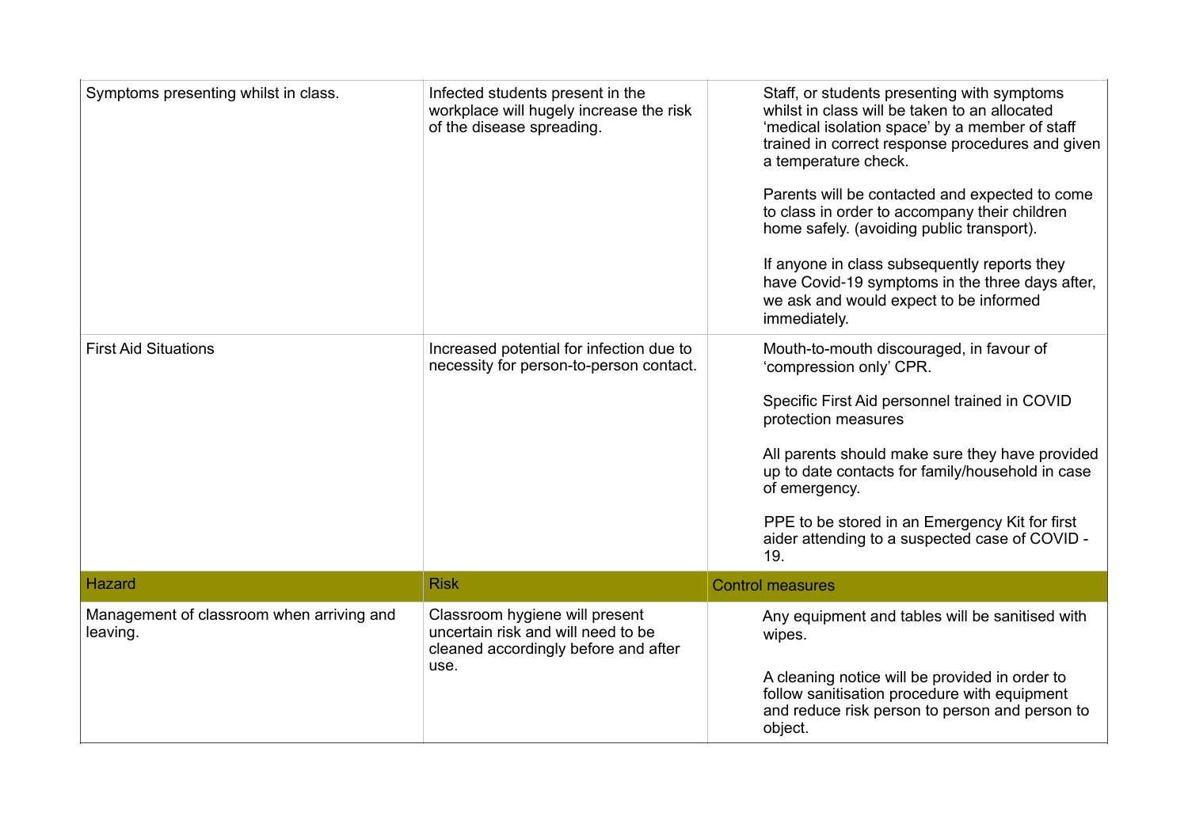| | | |
|---|---|---|
| Symptoms presenting whilst in class. | Infected students present in the workplace will hugely increase the risk of the disease spreading. | Staff, or students presenting with symptoms whilst in class will be taken to an allocated 'medical isolation space' by a member of staff trained in correct response procedures and given a temperature check.<br><br>Parents will be contacted and expected to come to class in order to accompany their children home safely. (avoiding public transport).<br><br>If anyone in class subsequently reports they have Covid-19 symptoms in the three days after, we ask and would expect to be informed immediately. |
| First Aid Situations | Increased potential for infection due to necessity for person-to-person contact. | Mouth-to-mouth discouraged, in favour of 'compression only' CPR.<br><br>Specific First Aid personnel trained in COVID protection measures<br><br>All parents should make sure they have provided up to date contacts for family/household in case of emergency.<br><br>PPE to be stored in an Emergency Kit for first aider attending to a suspected case of COVID - 19. |
| **Hazard** | **Risk** | **Control measures** |
| Management of classroom when arriving and leaving. | Classroom hygiene will present uncertain risk and will need to be cleaned accordingly before and after use. | Any equipment and tables will be sanitised with wipes.<br><br>A cleaning notice will be provided in order to follow sanitisation procedure with equipment and reduce risk person to person and person to object. |